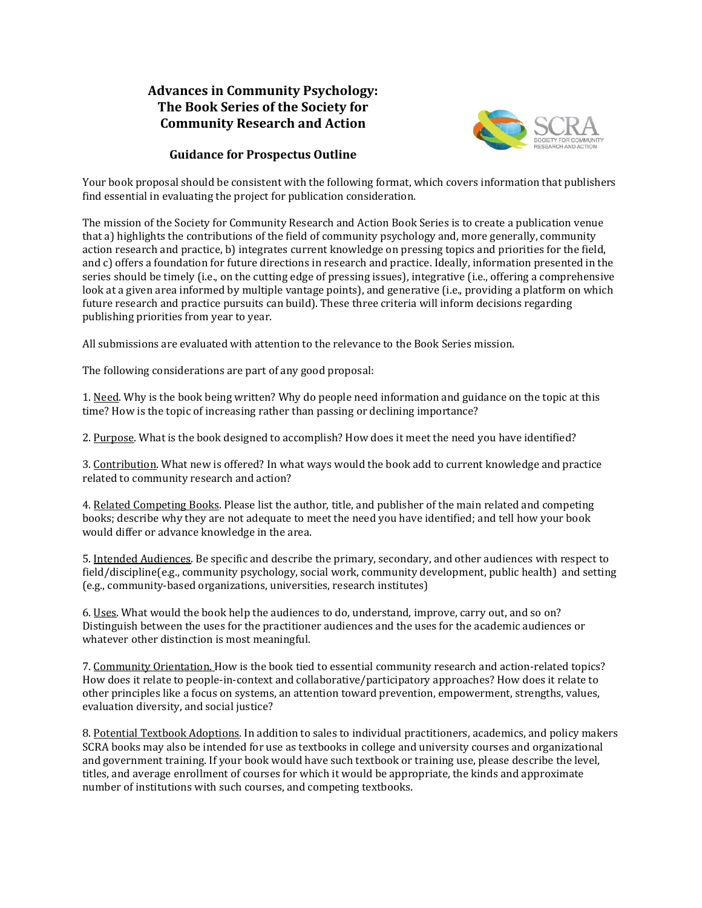# Advances in Community Psychology: The Book Series of the Society for Community Research and Action

## Guidance for Prospectus Outline

Your book proposal should be consistent with the following format, which covers information that publishers find essential in evaluating the project for publication consideration.

The mission of the Society for Community Research and Action Book Series is to create a publication venue that a) highlights the contributions of the field of community psychology and, more generally, community action research and practice, b) integrates current knowledge on pressing topics and priorities for the field, and c) offers a foundation for future directions in research and practice. Ideally, information presented in the series should be timely (i.e., on the cutting edge of pressing issues), integrative (i.e., offering a comprehensive look at a given area informed by multiple vantage points), and generative (i.e., providing a platform on which future research and practice pursuits can build). These three criteria will inform decisions regarding publishing priorities from year to year.

All submissions are evaluated with attention to the relevance to the Book Series mission.

The following considerations are part of any good proposal:

1. <u>Need</u>. Why is the book being written? Why do people need information and guidance on the topic at this time? How is the topic of increasing rather than passing or declining importance?

2. <u>Purpose</u>. What is the book designed to accomplish? How does it meet the need you have identified?

3. <u>Contribution</u>. What new is offered? In what ways would the book add to current knowledge and practice related to community research and action?

4. <u>Related Competing Books</u>. Please list the author, title, and publisher of the main related and competing books; describe why they are not adequate to meet the need you have identified; and tell how your book would differ or advance knowledge in the area.

5. <u>Intended Audiences</u>. Be specific and describe the primary, secondary, and other audiences with respect to field/discipline(e.g., community psychology, social work, community development, public health) and setting (e.g., community-based organizations, universities, research institutes)

6. <u>Uses</u>. What would the book help the audiences to do, understand, improve, carry out, and so on? Distinguish between the uses for the practitioner audiences and the uses for the academic audiences or whatever other distinction is most meaningful.

7. <u>Community Orientation.</u> How is the book tied to essential community research and action-related topics? How does it relate to people-in-context and collaborative/participatory approaches? How does it relate to other principles like a focus on systems, an attention toward prevention, empowerment, strengths, values, evaluation diversity, and social justice?

8. <u>Potential Textbook Adoptions</u>. In addition to sales to individual practitioners, academics, and policy makers SCRA books may also be intended for use as textbooks in college and university courses and organizational and government training. If your book would have such textbook or training use, please describe the level, titles, and average enrollment of courses for which it would be appropriate, the kinds and approximate number of institutions with such courses, and competing textbooks.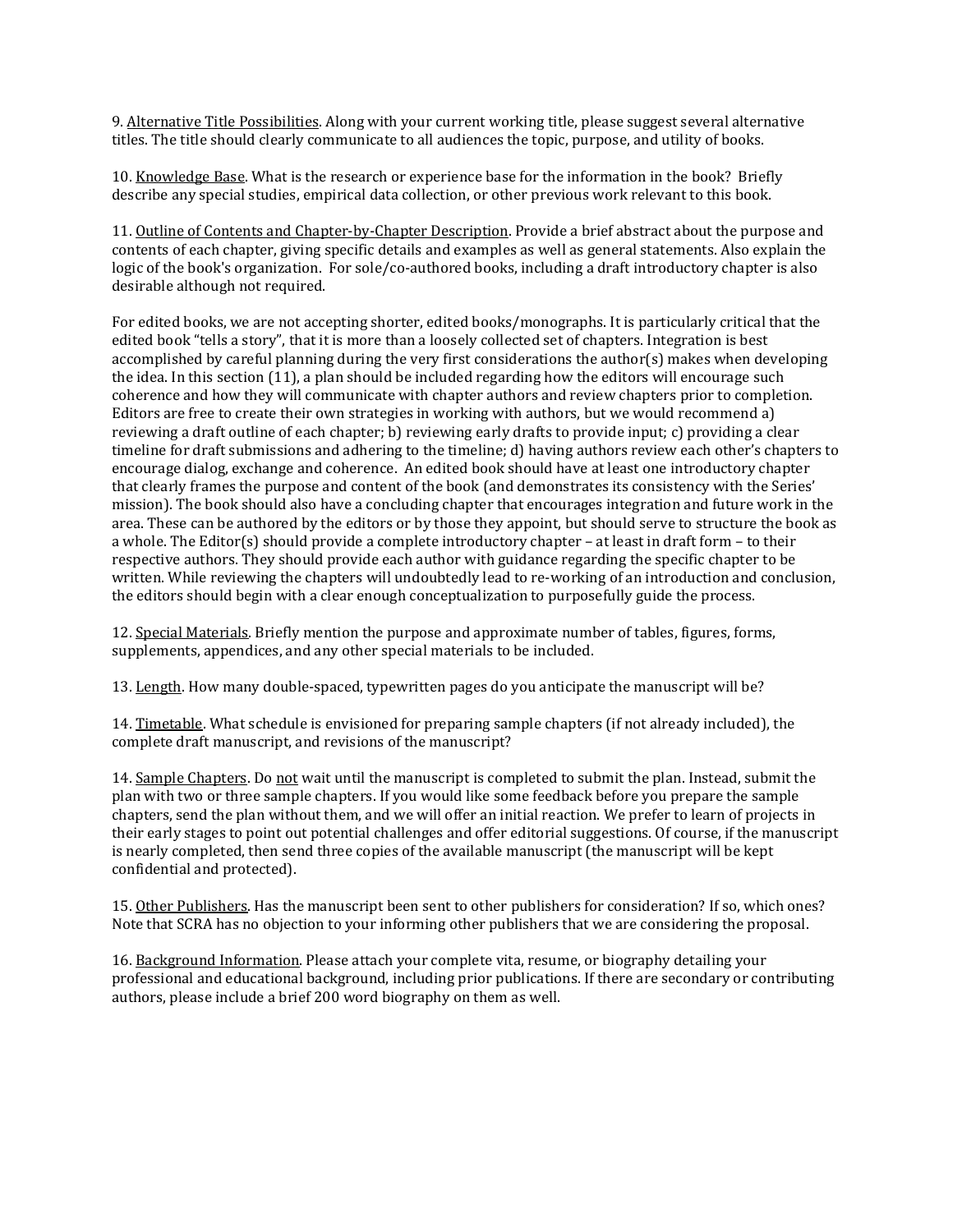9. <u>Alternative Title Possibilities</u>. Along with your current working title, please suggest several alternative titles. The title should clearly communicate to all audiences the topic, purpose, and utility of books.

10. <u>Knowledge Base</u>. What is the research or experience base for the information in the book? Briefly describe any special studies, empirical data collection, or other previous work relevant to this book.

11. <u>Outline of Contents and Chapter-by-Chapter Description</u>. Provide a brief abstract about the purpose and contents of each chapter, giving specific details and examples as well as general statements. Also explain the logic of the book's organization. For sole/co-authored books, including a draft introductory chapter is also desirable although not required.

For edited books, we are not accepting shorter, edited books/monographs. It is particularly critical that the edited book "tells a story", that it is more than a loosely collected set of chapters. Integration is best accomplished by careful planning during the very first considerations the author(s) makes when developing the idea. In this section (11), a plan should be included regarding how the editors will encourage such coherence and how they will communicate with chapter authors and review chapters prior to completion. Editors are free to create their own strategies in working with authors, but we would recommend a) reviewing a draft outline of each chapter; b) reviewing early drafts to provide input; c) providing a clear timeline for draft submissions and adhering to the timeline; d) having authors review each other's chapters to encourage dialog, exchange and coherence. An edited book should have at least one introductory chapter that clearly frames the purpose and content of the book (and demonstrates its consistency with the Series' mission). The book should also have a concluding chapter that encourages integration and future work in the area. These can be authored by the editors or by those they appoint, but should serve to structure the book as a whole. The Editor(s) should provide a complete introductory chapter – at least in draft form – to their respective authors. They should provide each author with guidance regarding the specific chapter to be written. While reviewing the chapters will undoubtedly lead to re-working of an introduction and conclusion, the editors should begin with a clear enough conceptualization to purposefully guide the process.

12. <u>Special Materials</u>. Briefly mention the purpose and approximate number of tables, figures, forms, supplements, appendices, and any other special materials to be included.

13. <u>Length</u>. How many double-spaced, typewritten pages do you anticipate the manuscript will be?

14. <u>Timetable</u>. What schedule is envisioned for preparing sample chapters (if not already included), the complete draft manuscript, and revisions of the manuscript?

14. <u>Sample Chapters</u>. Do <u>not</u> wait until the manuscript is completed to submit the plan. Instead, submit the plan with two or three sample chapters. If you would like some feedback before you prepare the sample chapters, send the plan without them, and we will offer an initial reaction. We prefer to learn of projects in their early stages to point out potential challenges and offer editorial suggestions. Of course, if the manuscript is nearly completed, then send three copies of the available manuscript (the manuscript will be kept confidential and protected).

15. <u>Other Publishers</u>. Has the manuscript been sent to other publishers for consideration? If so, which ones? Note that SCRA has no objection to your informing other publishers that we are considering the proposal.

16. <u>Background Information</u>. Please attach your complete vita, resume, or biography detailing your professional and educational background, including prior publications. If there are secondary or contributing authors, please include a brief 200 word biography on them as well.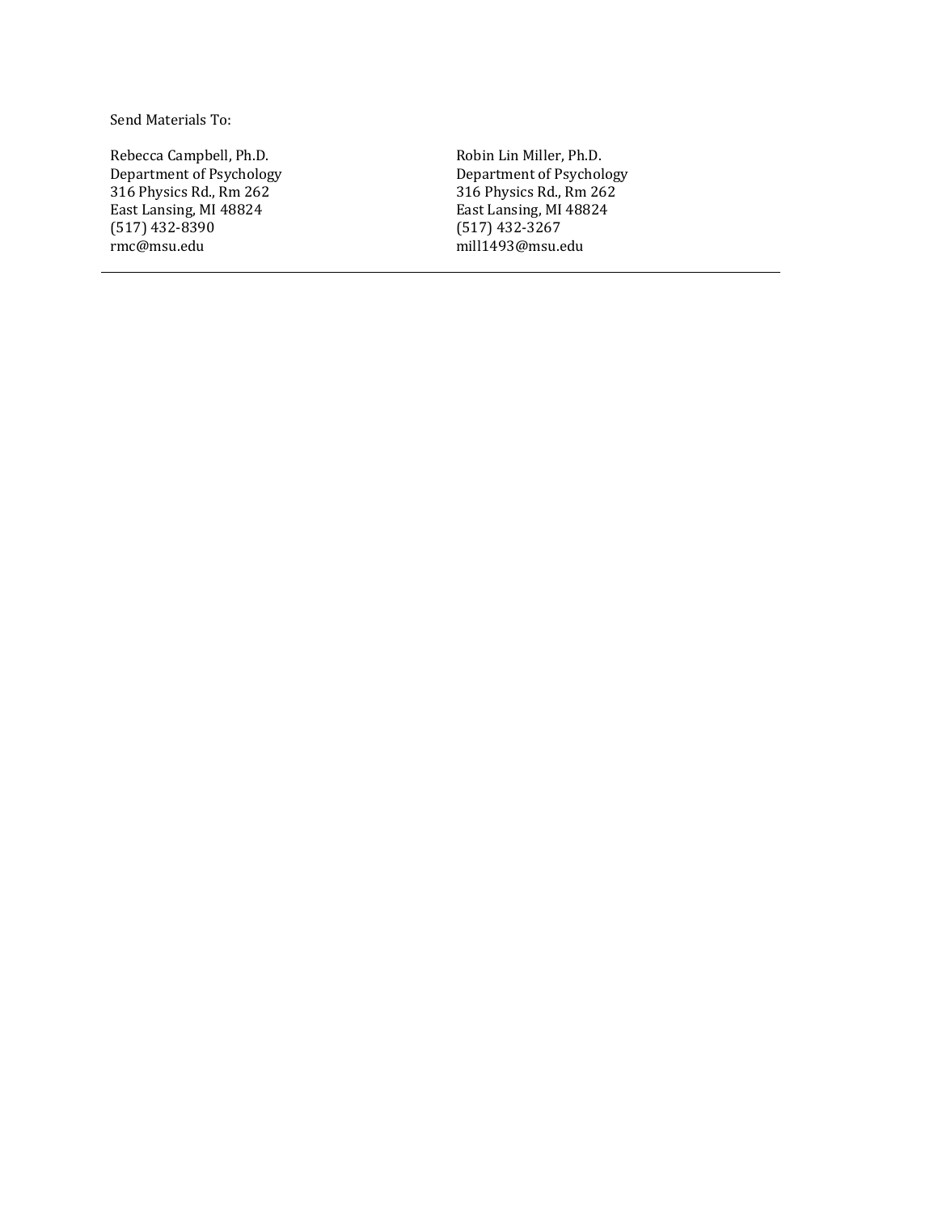Send Materials To:

Rebecca Campbell, Ph.D.
Department of Psychology
316 Physics Rd., Rm 262
East Lansing, MI 48824
(517) 432-8390
rmc@msu.edu

Robin Lin Miller, Ph.D.
Department of Psychology
316 Physics Rd., Rm 262
East Lansing, MI 48824
(517) 432-3267
mill1493@msu.edu

---